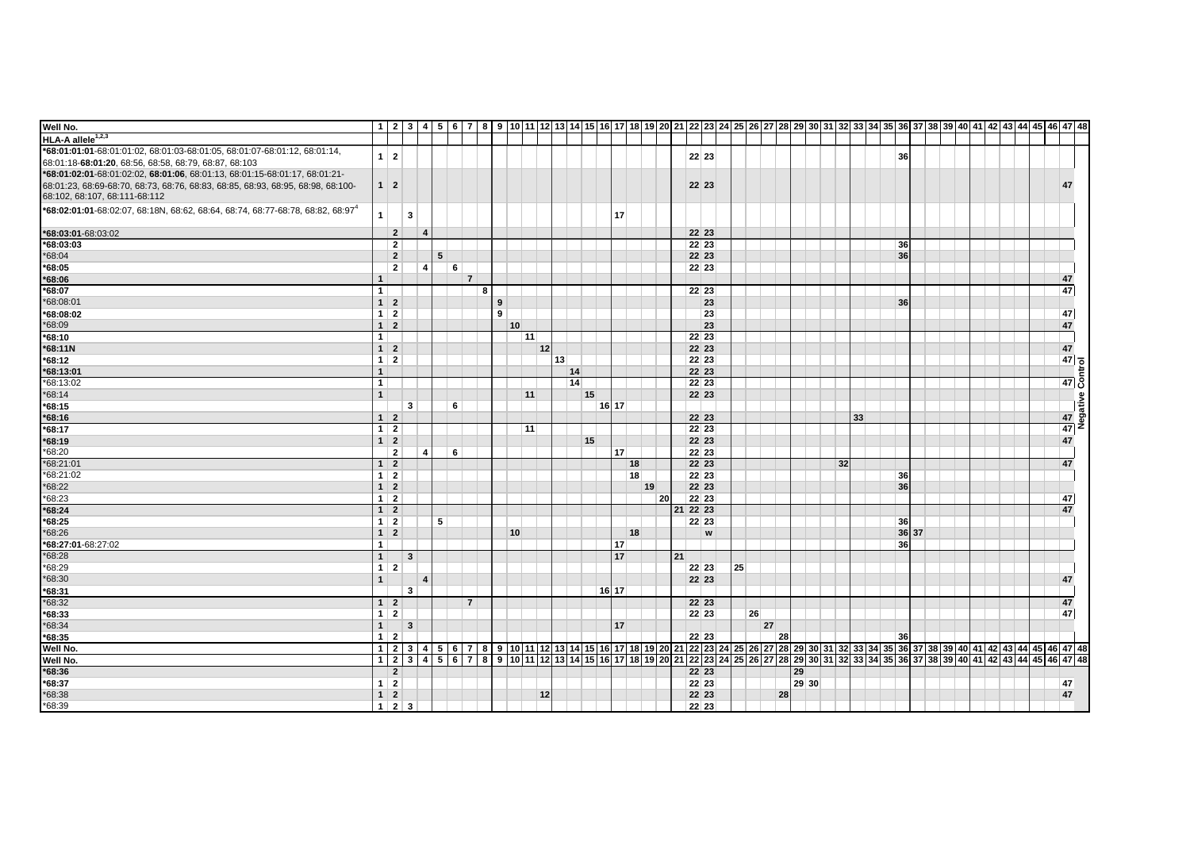| Well No. | 1 | 2 | 3 | 4 | 5 | 6 | 7 | 8 | 9 | 10 | 11 | 12 | 13 | 14 | 15 | 16 | 17 | 18 | 19 | 20 | 21 | 22 | 23 | 24 | 25 | 26 | 27 | 28 | 29 | 30 | 31 | 32 | 33 | 34 | 35 | 36 | 37 | 38 | 39 | 40 | 41 | 42 | 43 | 44 | 45 | 46 | 47 | 48 |
|---|---|---|---|---|---|---|---|---|---|---|---|---|---|---|---|---|---|---|---|---|---|---|---|---|---|---|---|---|---|---|---|---|---|---|---|---|---|---|---|---|---|---|---|---|---|---|---|---|
| HLA-A allele[1,2,3] | | | | | | | | | | | | | | | | | | | | | | | | | | | | | | | | | | | | | | | | | | | | | | | | |
| ***68:01:01:01**-68:01:01:02, 68:01:03-68:01:05, 68:01:07-68:01:12, 68:01:14, 68:01:18-**68:01:20**, 68:56, 68:58, 68:79, 68:87, 68:103 | 1 | 2 | | | | | | | | | | | | | | | | | | | | 22 | 23 | | | | | | | | | | | | | 36 | | | | | | | | | | | | |
| ***68:01:02:01**-68:01:02:02, **68:01:06**, 68:01:13, 68:01:15-68:01:17, 68:01:21-68:01:23, 68:69-68:70, 68:73, 68:76, 68:83, 68:85, 68:93, 68:95, 68:98, 68:100-68:102, 68:107, 68:111-68:112 | 1 | 2 | | | | | | | | | | | | | | | | | | | | 22 | 23 | | | | | | | | | | | | | | | | | | | | | | | | 47 | |
| ***68:02:01:01**-68:02:07, 68:18N, 68:62, 68:64, 68:74, 68:77-68:78, 68:82, 68:97[4] | 1 | | 3 | | | | | | | | | | | | | | 17 | | | | | | | | | | | | | | | | | | | | | | | | | | | | | | | |
| ***68:03:01**-68:03:02 | | 2 | | 4 | | | | | | | | | | | | | | | | | | 22 | 23 | | | | | | | | | | | | | | | | | | | | | | | | | |
| ***68:03:03** | | 2 | | | | | | | | | | | | | | | | | | | | 22 | 23 | | | | | | | | | | | | | 36 | | | | | | | | | | | | |
| *68:04 | | 2 | | | 5 | | | | | | | | | | | | | | | | | 22 | 23 | | | | | | | | | | | | | 36 | | | | | | | | | | | | |
| ***68:05** | | 2 | | 4 | | 6 | | | | | | | | | | | | | | | | 22 | 23 | | | | | | | | | | | | | | | | | | | | | | | | | |
| ***68:06** | 1 | | | | | | 7 | | | | | | | | | | | | | | | | | | | | | | | | | | | | | | | | | | | | | | | | 47 | |
| ***68:07** | 1 | | | | | | | 8 | | | | | | | | | | | | | | 22 | 23 | | | | | | | | | | | | | | | | | | | | | | | | 47 | |
| *68:08:01 | 1 | 2 | | | | | | | 9 | | | | | | | | | | | | | | 23 | | | | | | | | | | | | | 36 | | | | | | | | | | | | |
| ***68:08:02** | 1 | 2 | | | | | | | 9 | | | | | | | | | | | | | | 23 | | | | | | | | | | | | | | | | | | | | | | | | 47 | |
| *68:09 | 1 | 2 | | | | | | | | 10 | | | | | | | | | | | | | 23 | | | | | | | | | | | | | | | | | | | | | | | | 47 | |
| ***68:10** | 1 | | | | | | | | | | 11 | | | | | | | | | | | 22 | 23 | | | | | | | | | | | | | | | | | | | | | | | | | |
| ***68:11N** | 1 | 2 | | | | | | | | | | 12 | | | | | | | | | | 22 | 23 | | | | | | | | | | | | | | | | | | | | | | | | 47 | |
| ***68:12** | 1 | 2 | | | | | | | | | | | 13 | | | | | | | | | 22 | 23 | | | | | | | | | | | | | | | | | | | | | | | | 47 | Negative Control |
| ***68:13:01** | 1 | | | | | | | | | | | | | 14 | | | | | | | | 22 | 23 | | | | | | | | | | | | | | | | | | | | | | | | | |
| *68:13:02 | 1 | | | | | | | | | | | | | 14 | | | | | | | | 22 | 23 | | | | | | | | | | | | | | | | | | | | | | | | 47 | |
| *68:14 | 1 | | | | | | | | | | 11 | | | | 15 | | | | | | | 22 | 23 | | | | | | | | | | | | | | | | | | | | | | | | | |
| ***68:15** | | | 3 | | | 6 | | | | | | | | | | 16 | 17 | | | | | | | | | | | | | | | | | | | | | | | | | | | | | | | |
| ***68:16** | 1 | 2 | | | | | | | | | | | | | | | | | | | | 22 | 23 | | | | | | | | | | 33 | | | | | | | | | | | | | | 47 | |
| ***68:17** | 1 | 2 | | | | | | | | | 11 | | | | | | | | | | | 22 | 23 | | | | | | | | | | | | | | | | | | | | | | | | 47 | |
| ***68:19** | 1 | 2 | | | | | | | | | | | | | 15 | | | | | | | 22 | 23 | | | | | | | | | | | | | | | | | | | | | | | | 47 | |
| *68:20 | | 2 | | 4 | | 6 | | | | | | | | | | | 17 | | | | | 22 | 23 | | | | | | | | | | | | | | | | | | | | | | | | | |
| *68:21:01 | 1 | 2 | | | | | | | | | | | | | | | | 18 | | | | 22 | 23 | | | | | | | | | 32 | | | | | | | | | | | | | | | 47 | |
| *68:21:02 | 1 | 2 | | | | | | | | | | | | | | | | 18 | | | | 22 | 23 | | | | | | | | | | | | | 36 | | | | | | | | | | | | |
| *68:22 | 1 | 2 | | | | | | | | | | | | | | | | | 19 | | | 22 | 23 | | | | | | | | | | | | | 36 | | | | | | | | | | | | |
| *68:23 | 1 | 2 | | | | | | | | | | | | | | | | | | 20 | | 22 | 23 | | | | | | | | | | | | | | | | | | | | | | | | 47 | |
| ***68:24** | 1 | 2 | | | | | | | | | | | | | | | | | | | 21 | 22 | 23 | | | | | | | | | | | | | | | | | | | | | | | | 47 | |
| ***68:25** | 1 | 2 | | | 5 | | | | | | | | | | | | | | | | | 22 | 23 | | | | | | | | | | | | | 36 | | | | | | | | | | | | |
| *68:26 | 1 | 2 | | | | | | | | 10 | | | | | | | | 18 | | | | | w | | | | | | | | | | | | | 36 | 37 | | | | | | | | | | | |
| ***68:27:01**-68:27:02 | 1 | | | | | | | | | | | | | | | | 17 | | | | | | | | | | | | | | | | | | | 36 | | | | | | | | | | | | |
| *68:28 | 1 | | 3 | | | | | | | | | | | | | | 17 | | | | 21 | | | | | | | | | | | | | | | | | | | | | | | | | | | |
| *68:29 | 1 | 2 | | | | | | | | | | | | | | | | | | | | 22 | 23 | | 25 | | | | | | | | | | | | | | | | | | | | | | | |
| *68:30 | 1 | | | 4 | | | | | | | | | | | | | | | | | | 22 | 23 | | | | | | | | | | | | | | | | | | | | | | | | 47 | |
| ***68:31** | | | 3 | | | | | | | | | | | | | 16 | 17 | | | | | | | | | | | | | | | | | | | | | | | | | | | | | | | |
| *68:32 | 1 | 2 | | | | | 7 | | | | | | | | | | | | | | | 22 | 23 | | | | | | | | | | | | | | | | | | | | | | | | 47 | |
| ***68:33** | 1 | 2 | | | | | | | | | | | | | | | | | | | | 22 | 23 | | | 26 | | | | | | | | | | | | | | | | | | | | | 47 | |
| *68:34 | 1 | | 3 | | | | | | | | | | | | | | 17 | | | | | | | | | | 27 | | | | | | | | | | | | | | | | | | | | | |
| ***68:35** | 1 | 2 | | | | | | | | | | | | | | | | | | | | 22 | 23 | | | | | 28 | | | | | | | | 36 | | | | | | | | | | | | |
| Well No. | 1 | 2 | 3 | 4 | 5 | 6 | 7 | 8 | 9 | 10 | 11 | 12 | 13 | 14 | 15 | 16 | 17 | 18 | 19 | 20 | 21 | 22 | 23 | 24 | 25 | 26 | 27 | 28 | 29 | 30 | 31 | 32 | 33 | 34 | 35 | 36 | 37 | 38 | 39 | 40 | 41 | 42 | 43 | 44 | 45 | 46 | 47 | 48 |

| Well No. | 1 | 2 | 3 | 4 | 5 | 6 | 7 | 8 | 9 | 10 | 11 | 12 | 13 | 14 | 15 | 16 | 17 | 18 | 19 | 20 | 21 | 22 | 23 | 24 | 25 | 26 | 27 | 28 | 29 | 30 | 31 | 32 | 33 | 34 | 35 | 36 | 37 | 38 | 39 | 40 | 41 | 42 | 43 | 44 | 45 | 46 | 47 | 48 |
|---|---|---|---|---|---|---|---|---|---|---|---|---|---|---|---|---|---|---|---|---|---|---|---|---|---|---|---|---|---|---|---|---|---|---|---|---|---|---|---|---|---|---|---|---|---|---|---|---|
| ***68:36** | | 2 | | | | | | | | | | | | | | | | | | | | 22 | 23 | | | | | | 29 | | | | | | | | | | | | | | | | | | | |
| ***68:37** | 1 | 2 | | | | | | | | | | | | | | | | | | | | 22 | 23 | | | | | | 29 | 30 | | | | | | | | | | | | | | | | | 47 | |
| *68:38 | 1 | 2 | | | | | | | | | | 12 | | | | | | | | | | 22 | 23 | | | | | 28 | | | | | | | | | | | | | | | | | | | 47 | |
| *68:39 | 1 | 2 | 3 | | | | | | | | | | | | | | | | | | | 22 | 23 | | | | | | | | | | | | | | | | | | | | | | | | | |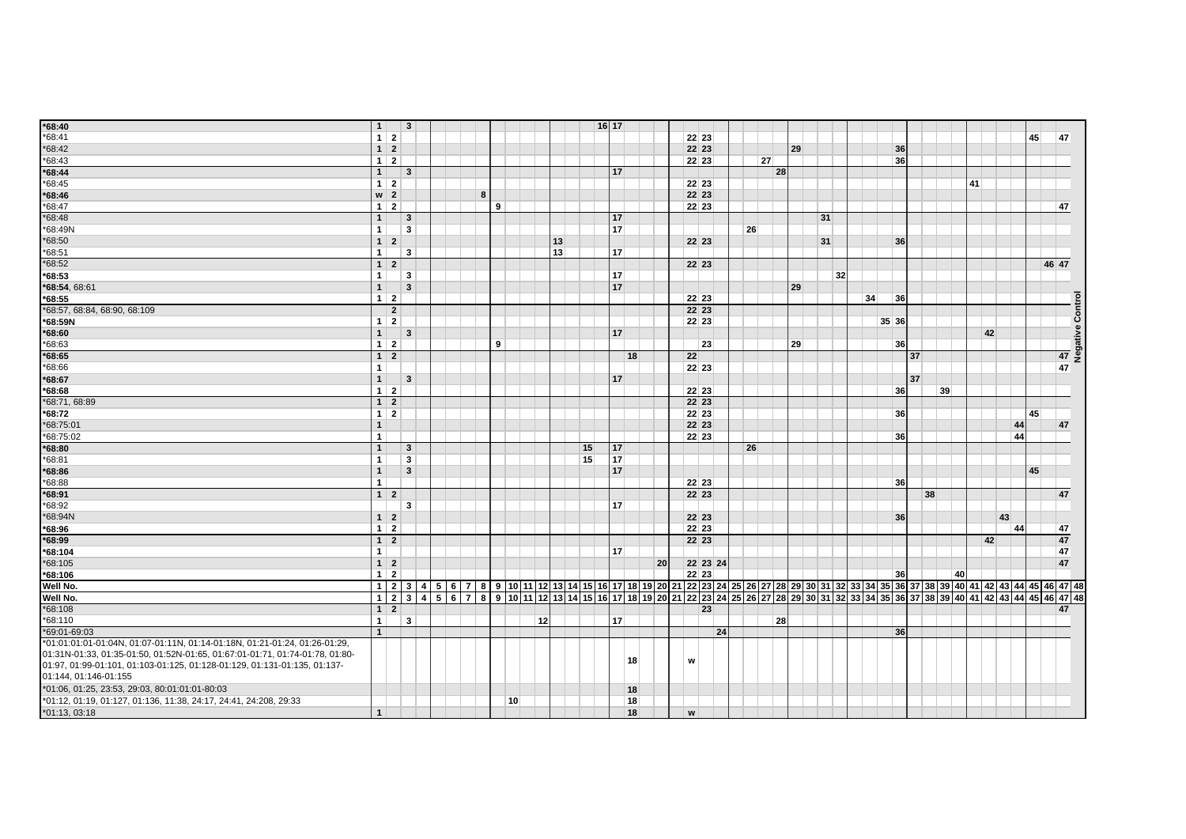| Well No. | 1 | 2 | 3 | 4 | 5 | 6 | 7 | 8 | 9 | 10 | 11 | 12 | 13 | 14 | 15 | 16 | 17 | 18 | 19 | 20 | 21 | 22 | 23 | 24 | 25 | 26 | 27 | 28 | 29 | 30 | 31 | 32 | 33 | 34 | 35 | 36 | 37 | 38 | 39 | 40 | 41 | 42 | 43 | 44 | 45 | 46 | 47 | 48 |
|---|---|---|---|---|---|---|---|---|---|---|---|---|---|---|---|---|---|---|---|---|---|---|---|---|---|---|---|---|---|---|---|---|---|---|---|---|---|---|---|---|---|---|---|---|---|---|---|---|
| **\*68:40** | 1 | | 3 | | | | | | | | | | | | | 16 | 17 | | | | | | | | | | | | | | | | | | | | | | | | | | | | | | | |
| \*68:41 | 1 | 2 | | | | | | | | | | | | | | | | | | | | 22 | 23 | | | | | | | | | | | | | | | | | | | | | | 45 | | 47 | |
| \*68:42 | 1 | 2 | | | | | | | | | | | | | | | | | | | | 22 | 23 | | | | | | 29 | | | | | | | 36 | | | | | | | | | | | | |
| \*68:43 | 1 | 2 | | | | | | | | | | | | | | | | | | | | 22 | 23 | | | | 27 | | | | | | | | | 36 | | | | | | | | | | | | |
| **\*68:44** | 1 | | 3 | | | | | | | | | | | | | | 17 | | | | | | | | | | | 28 | | | | | | | | | | | | | | | | | | | | |
| \*68:45 | 1 | 2 | | | | | | | | | | | | | | | | | | | | 22 | 23 | | | | | | | | | | | | | | | | | | 41 | | | | | | | |
| **\*68:46** | w | 2 | | | | | | 8 | | | | | | | | | | | | | | 22 | 23 | | | | | | | | | | | | | | | | | | | | | | | | | |
| \*68:47 | 1 | 2 | | | | | | | 9 | | | | | | | | | | | | | 22 | 23 | | | | | | | | | | | | | | | | | | | | | | | | 47 | |
| \*68:48 | 1 | | 3 | | | | | | | | | | | | | | 17 | | | | | | | | | | | | | | 31 | | | | | | | | | | | | | | | | | |
| \*68:49N | 1 | | 3 | | | | | | | | | | | | | | 17 | | | | | | | | | 26 | | | | | | | | | | | | | | | | | | | | | | |
| \*68:50 | 1 | 2 | | | | | | | | | | | 13 | | | | | | | | | 22 | 23 | | | | | | | | 31 | | | | | 36 | | | | | | | | | | | | |
| \*68:51 | 1 | | 3 | | | | | | | | | | 13 | | | | 17 | | | | | | | | | | | | | | | | | | | | | | | | | | | | | | | |
| \*68:52 | 1 | 2 | | | | | | | | | | | | | | | | | | | | 22 | 23 | | | | | | | | | | | | | | | | | | | | | | | 46 | 47 | |
| **\*68:53** | 1 | | 3 | | | | | | | | | | | | | | 17 | | | | | | | | | | | | | | | 32 | | | | | | | | | | | | | | | | |
| **\*68:54**, 68:61 | 1 | | 3 | | | | | | | | | | | | | | 17 | | | | | | | | | | | | 29 | | | | | | | | | | | | | | | | | | | |
| **\*68:55** | 1 | 2 | | | | | | | | | | | | | | | | | | | | 22 | 23 | | | | | | | | | | | 34 | | 36 | | | | | | | | | | | | |
| \*68:57, 68:84, 68:90, 68:109 | | 2 | | | | | | | | | | | | | | | | | | | | 22 | 23 | | | | | | | | | | | | | | | | | | | | | | | | | |
| **\*68:59N** | 1 | 2 | | | | | | | | | | | | | | | | | | | | 22 | 23 | | | | | | | | | | | | 35 | 36 | | | | | | | | | | | | |
| **\*68:60** | 1 | | 3 | | | | | | | | | | | | | | 17 | | | | | | | | | | | | | | | | | | | | | | | | | 42 | | | | | | |
| \*68:63 | 1 | 2 | | | | | | | 9 | | | | | | | | | | | | | | 23 | | | | | | 29 | | | | | | | 36 | | | | | | | | | | | | |
| **\*68:65** | 1 | 2 | | | | | | | | | | | | | | | | 18 | | | | 22 | | | | | | | | | | | | | | | 37 | | | | | | | | | | 47 | |
| \*68:66 | 1 | | | | | | | | | | | | | | | | | | | | | 22 | 23 | | | | | | | | | | | | | | | | | | | | | | | | 47 | |
| **\*68:67** | 1 | | 3 | | | | | | | | | | | | | | 17 | | | | | | | | | | | | | | | | | | | | 37 | | | | | | | | | | | |
| **\*68:68** | 1 | 2 | | | | | | | | | | | | | | | | | | | | 22 | 23 | | | | | | | | | | | | | 36 | | | 39 | | | | | | | | | |
| \*68:71, 68:89 | 1 | 2 | | | | | | | | | | | | | | | | | | | | 22 | 23 | | | | | | | | | | | | | | | | | | | | | | | | | |
| **\*68:72** | 1 | 2 | | | | | | | | | | | | | | | | | | | | 22 | 23 | | | | | | | | | | | | | 36 | | | | | | | | | 45 | | | |
| \*68:75:01 | 1 | | | | | | | | | | | | | | | | | | | | | 22 | 23 | | | | | | | | | | | | | | | | | | | | | 44 | | | 47 | |
| \*68:75:02 | 1 | | | | | | | | | | | | | | | | | | | | | 22 | 23 | | | | | | | | | | | | | 36 | | | | | | | | 44 | | | | |
| **\*68:80** | 1 | | 3 | | | | | | | | | | | | 15 | | 17 | | | | | | | | | 26 | | | | | | | | | | | | | | | | | | | | | | |
| \*68:81 | 1 | | 3 | | | | | | | | | | | | 15 | | 17 | | | | | | | | | | | | | | | | | | | | | | | | | | | | | | | |
| **\*68:86** | 1 | | 3 | | | | | | | | | | | | | | 17 | | | | | | | | | | | | | | | | | | | | | | | | | | | | 45 | | | |
| \*68:88 | 1 | | | | | | | | | | | | | | | | | | | | | 22 | 23 | | | | | | | | | | | | | 36 | | | | | | | | | | | | |
| **\*68:91** | 1 | 2 | | | | | | | | | | | | | | | | | | | | 22 | 23 | | | | | | | | | | | | | | | 38 | | | | | | | | | 47 | |
| \*68:92 | | | 3 | | | | | | | | | | | | | | 17 | | | | | | | | | | | | | | | | | | | | | | | | | | | | | | | |
| \*68:94N | 1 | 2 | | | | | | | | | | | | | | | | | | | | 22 | 23 | | | | | | | | | | | | | 36 | | | | | | | 43 | | | | | |
| **\*68:96** | 1 | 2 | | | | | | | | | | | | | | | | | | | | 22 | 23 | | | | | | | | | | | | | | | | | | | | | 44 | | | 47 | |
| **\*68:99** | 1 | 2 | | | | | | | | | | | | | | | | | | | | 22 | 23 | | | | | | | | | | | | | | | | | | | 42 | | | | | 47 | |
| **\*68:104** | 1 | | | | | | | | | | | | | | | | 17 | | | | | | | | | | | | | | | | | | | | | | | | | | | | | | 47 | |
| \*68:105 | 1 | 2 | | | | | | | | | | | | | | | | | | 20 | | 22 | 23 | 24 | | | | | | | | | | | | | | | | | | | | | | | 47 | |
| **\*68:106** | 1 | 2 | | | | | | | | | | | | | | | | | | | | 22 | 23 | | | | | | | | | | | | | 36 | | | | 40 | | | | | | | | |
| **Well No.** | 1 | 2 | 3 | 4 | 5 | 6 | 7 | 8 | 9 | 10 | 11 | 12 | 13 | 14 | 15 | 16 | 17 | 18 | 19 | 20 | 21 | 22 | 23 | 24 | 25 | 26 | 27 | 28 | 29 | 30 | 31 | 32 | 33 | 34 | 35 | 36 | 37 | 38 | 39 | 40 | 41 | 42 | 43 | 44 | 45 | 46 | 47 | 48 |
| **Well No.** | 1 | 2 | 3 | 4 | 5 | 6 | 7 | 8 | 9 | 10 | 11 | 12 | 13 | 14 | 15 | 16 | 17 | 18 | 19 | 20 | 21 | 22 | 23 | 24 | 25 | 26 | 27 | 28 | 29 | 30 | 31 | 32 | 33 | 34 | 35 | 36 | 37 | 38 | 39 | 40 | 41 | 42 | 43 | 44 | 45 | 46 | 47 | 48 |
| \*68:108 | 1 | 2 | | | | | | | | | | | | | | | | | | | | | 23 | | | | | | | | | | | | | | | | | | | | | | | | 47 | |
| \*68:110 | 1 | | 3 | | | | | | | | | 12 | | | | | 17 | | | | | | | | | | | 28 | | | | | | | | | | | | | | | | | | | | |
| \*69:01-69:03 | 1 | | | | | | | | | | | | | | | | | | | | | | | 24 | | | | | | | | | | | | 36 | | | | | | | | | | | | |
| \*01:01:01:01-01:04N, 01:07-01:11N, 01:14-01:18N, 01:21-01:24, 01:26-01:29, 01:31N-01:33, 01:35-01:50, 01:52N-01:65, 01:67:01-01:71, 01:74-01:78, 01:80-01:97, 01:99-01:101, 01:103-01:125, 01:128-01:129, 01:131-01:135, 01:137-01:144, 01:146-01:155 | | | | | | | | | | | | | | | | | | 18 | | | | w | | | | | | | | | | | | | | | | | | | | | | | | | | |
| \*01:06, 01:25, 23:53, 29:03, 80:01:01:01-80:03 | | | | | | | | | | | | | | | | | | 18 | | | | | | | | | | | | | | | | | | | | | | | | | | | | | | |
| \*01:12, 01:19, 01:127, 01:136, 11:38, 24:17, 24:41, 24:208, 29:33 | | | | | | | | | | 10 | | | | | | | | 18 | | | | | | | | | | | | | | | | | | | | | | | | | | | | | | |
| \*01:13, 03:18 | 1 | | | | | | | | | | | | | | | | | 18 | | | | w | | | | | | | | | | | | | | | | | | | | | | | | | | |

Negative Control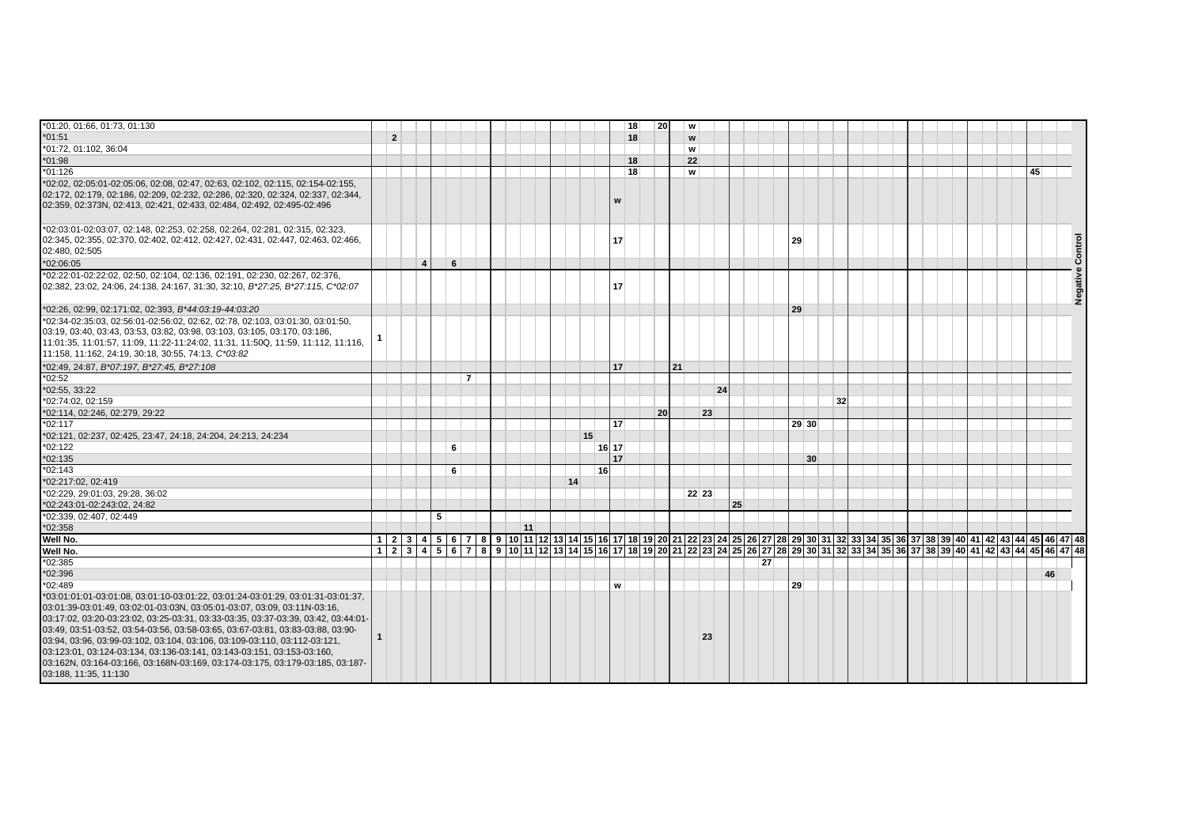| Well No. | 1 | 2 | 3 | 4 | 5 | 6 | 7 | 8 | 9 | 10 | 11 | 12 | 13 | 14 | 15 | 16 | 17 | 18 | 19 | 20 | 21 | 22 | 23 | 24 | 25 | 26 | 27 | 28 | 29 | 30 | 31 | 32 | 33 | 34 | 35 | 36 | 37 | 38 | 39 | 40 | 41 | 42 | 43 | 44 | 45 | 46 | 47 | 48 |
|---|---|---|---|---|---|---|---|---|---|---|---|---|---|---|---|---|---|---|---|---|---|---|---|---|---|---|---|---|---|---|---|---|---|---|---|---|---|---|---|---|---|---|---|---|---|---|---|---|
| *01:20, 01:66, 01:73, 01:130 | | | | | | | | | | | | | | | | | | 18 | | 20 | | w | | | | | | | | | | | | | | | | | | | | | | | | | | |
| *01:51 | | 2 | | | | | | | | | | | | | | | | 18 | | | | w | | | | | | | | | | | | | | | | | | | | | | | | | | |
| *01:72, 01:102, 36:04 | | | | | | | | | | | | | | | | | | | | | | w | | | | | | | | | | | | | | | | | | | | | | | | | | |
| *01:98 | | | | | | | | | | | | | | | | | | 18 | | | | 22 | | | | | | | | | | | | | | | | | | | | | | | | | | |
| *01:126 | | | | | | | | | | | | | | | | | | 18 | | | | w | | | | | | | | | | | | | | | | | | | | | | | 45 | | | |
| *02:02, 02:05:01-02:05:06, 02:08, 02:47, 02:63, 02:102, 02:115, 02:154-02:155, 02:172, 02:179, 02:186, 02:209, 02:232, 02:286, 02:320, 02:324, 02:337, 02:344, 02:359, 02:373N, 02:413, 02:421, 02:433, 02:484, 02:492, 02:495-02:496 | | | | | | | | | | | | | | | | | w | | | | | | | | | | | | | | | | | | | | | | | | | | | | | | | |
| *02:03:01-02:03:07, 02:148, 02:253, 02:258, 02:264, 02:281, 02:315, 02:323, 02:345, 02:355, 02:370, 02:402, 02:412, 02:427, 02:431, 02:447, 02:463, 02:466, 02:480, 02:505 | | | | | | | | | | | | | | | | | 17 | | | | | | | | | | | | 29 | | | | | | | | | | | | | | | | | | | |
| *02:06:05 | | | | 4 | | 6 | | | | | | | | | | | | | | | | | | | | | | | | | | | | | | | | | | | | | | | | | | |
| *02:22:01-02:22:02, 02:50, 02:104, 02:136, 02:191, 02:230, 02:267, 02:376, 02:382, 23:02, 24:06, 24:138, 24:167, 31:30, 32:10, *B*27:25, B*27:115, C*02:07* | | | | | | | | | | | | | | | | | 17 | | | | | | | | | | | | | | | | | | | | | | | | | | | | | | | |
| *02:26, 02:99, 02:171:02, 02:393, *B*44:03:19-44:03:20* | | | | | | | | | | | | | | | | | | | | | | | | | | | | | 29 | | | | | | | | | | | | | | | | | | | |
| *02:34-02:35:03, 02:56:01-02:56:02, 02:62, 02:78, 02:103, 03:01:30, 03:01:50, 03:19, 03:40, 03:43, 03:53, 03:82, 03:98, 03:103, 03:105, 03:170, 03:186, 11:01:35, 11:01:57, 11:09, 11:22-11:24:02, 11:31, 11:50Q, 11:59, 11:112, 11:116, 11:158, 11:162, 24:19, 30:18, 30:55, 74:13, *C*03:82* | 1 | | | | | | | | | | | | | | | | | | | | | | | | | | | | | | | | | | | | | | | | | | | | | | | |
| *02:49, 24:87, *B*07:197, B*27:45, B*27:108* | | | | | | | | | | | | | | | | | 17 | | | | 21 | | | | | | | | | | | | | | | | | | | | | | | | | | | |
| *02:52 | | | | | | | 7 | | | | | | | | | | | | | | | | | | | | | | | | | | | | | | | | | | | | | | | | | |
| *02:55, 33:22 | | | | | | | | | | | | | | | | | | | | | | | | 24 | | | | | | | | | | | | | | | | | | | | | | | | |
| *02:74:02, 02:159 | | | | | | | | | | | | | | | | | | | | | | | | | | | | | | | | 32 | | | | | | | | | | | | | | | | |
| *02:114, 02:246, 02:279, 29:22 | | | | | | | | | | | | | | | | | | | | 20 | | | 23 | | | | | | | | | | | | | | | | | | | | | | | | | |
| *02:117 | | | | | | | | | | | | | | | | | 17 | | | | | | | | | | | | 29 | 30 | | | | | | | | | | | | | | | | | | |
| *02:121, 02:237, 02:425, 23:47, 24:18, 24:204, 24:213, 24:234 | | | | | | | | | | | | | | | 15 | | | | | | | | | | | | | | | | | | | | | | | | | | | | | | | | | |
| *02:122 | | | | | | 6 | | | | | | | | | | 16 | 17 | | | | | | | | | | | | | | | | | | | | | | | | | | | | | | | |
| *02:135 | | | | | | | | | | | | | | | | | 17 | | | | | | | | | | | | | 30 | | | | | | | | | | | | | | | | | | |
| *02:143 | | | | | | 6 | | | | | | | | | | 16 | | | | | | | | | | | | | | | | | | | | | | | | | | | | | | | | |
| *02:217:02, 02:419 | | | | | | | | | | | | | | 14 | | | | | | | | | | | | | | | | | | | | | | | | | | | | | | | | | | |
| *02:229, 29:01:03, 29:28, 36:02 | | | | | | | | | | | | | | | | | | | | | | 22 | 23 | | | | | | | | | | | | | | | | | | | | | | | | | |
| *02:243:01-02:243:02, 24:82 | | | | | | | | | | | | | | | | | | | | | | | | | 25 | | | | | | | | | | | | | | | | | | | | | | | |
| *02:339, 02:407, 02:449 | | | | | 5 | | | | | | | | | | | | | | | | | | | | | | | | | | | | | | | | | | | | | | | | | | | |
| *02:358 | | | | | | | | | | | 11 | | | | | | | | | | | | | | | | | | | | | | | | | | | | | | | | | | | | | |
| Well No. | 1 | 2 | 3 | 4 | 5 | 6 | 7 | 8 | 9 | 10 | 11 | 12 | 13 | 14 | 15 | 16 | 17 | 18 | 19 | 20 | 21 | 22 | 23 | 24 | 25 | 26 | 27 | 28 | 29 | 30 | 31 | 32 | 33 | 34 | 35 | 36 | 37 | 38 | 39 | 40 | 41 | 42 | 43 | 44 | 45 | 46 | 47 | 48 |
| *02:385 | | | | | | | | | | | | | | | | | | | | | | | | | | | 27 | | | | | | | | | | | | | | | | | | | | | |
| *02:396 | | | | | | | | | | | | | | | | | | | | | | | | | | | | | | | | | | | | | | | | | | | | | | 46 | | |
| *02:489 | | | | | | | | | | | | | | | | | w | | | | | | | | | | | | 29 | | | | | | | | | | | | | | | | | | | |
| *03:01:01-03:01:08, 03:01:10-03:01:22, 03:01:24-03:01:29, 03:01:31-03:01:37, 03:01:39-03:01:49, 03:02:01-03:03N, 03:05:01-03:07, 03:09, 03:11N-03:16, 03:17:02, 03:20-03:23:02, 03:25-03:31, 03:33-03:35, 03:37-03:39, 03:42, 03:44:01-03:49, 03:51-03:52, 03:54-03:56, 03:58-03:65, 03:67-03:81, 03:83-03:88, 03:90-03:94, 03:96, 03:99-03:102, 03:104, 03:106, 03:109-03:110, 03:112-03:121, 03:123:01, 03:124-03:134, 03:136-03:141, 03:143-03:151, 03:153-03:160, 03:162N, 03:164-03:166, 03:168N-03:169, 03:174-03:175, 03:179-03:185, 03:187-03:188, 11:35, 11:130 | 1 | | | | | | | | | | | | | | | | | | | | | | 23 | | | | | | | | | | | | | | | | | | | | | | | | | |

Well 48: Negative Control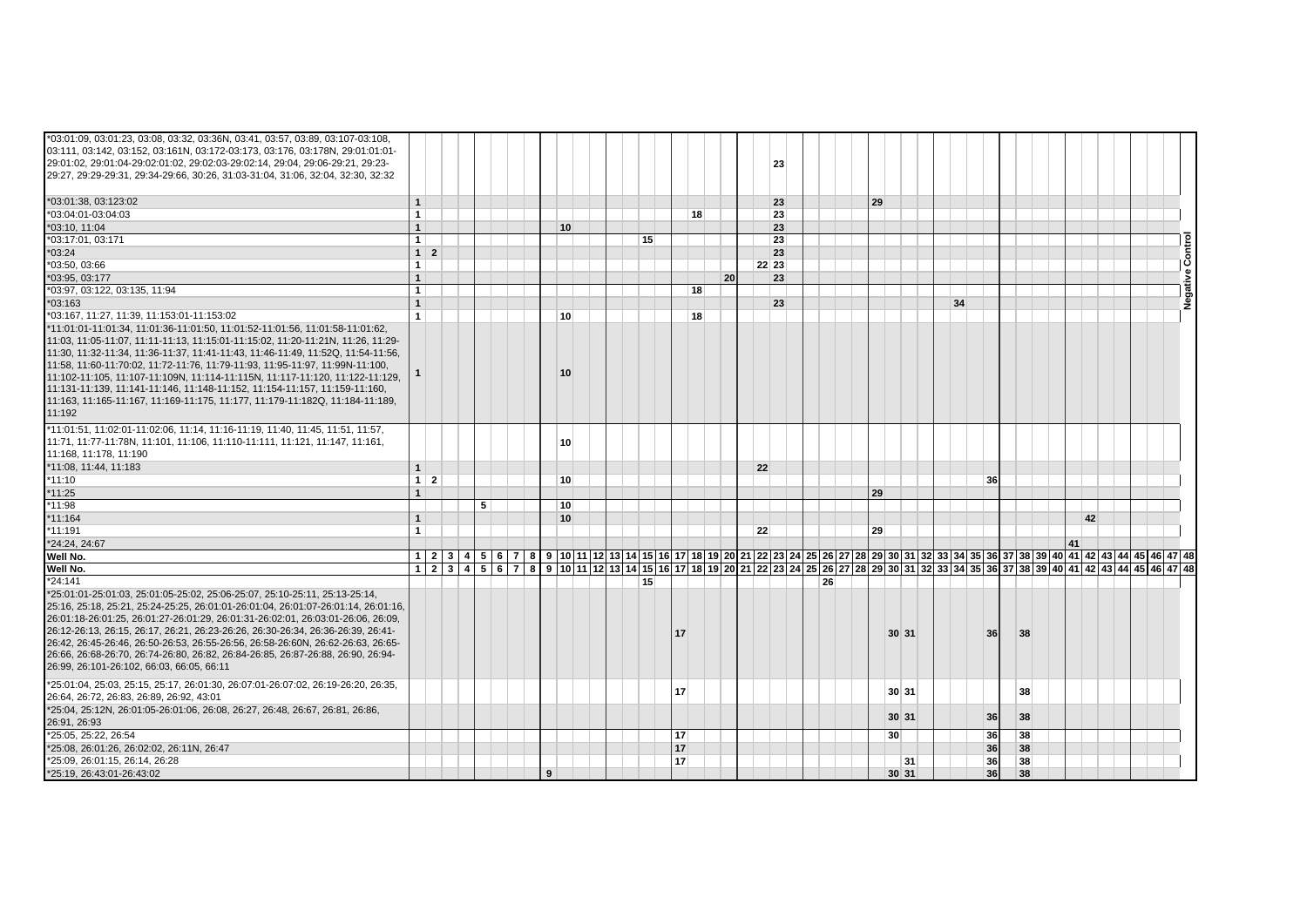| | | | | | | | | | | | | | | | | | | | | | | | | | | | | | | | | | | | | | | | | | | | | | | | | |
|---|---|---|---|---|---|---|---|---|---|---|---|---|---|---|---|---|---|---|---|---|---|---|---|---|---|---|---|---|---|---|---|---|---|---|---|---|---|---|---|---|---|---|---|---|---|---|---|---|
| *03:01:09, 03:01:23, 03:08, 03:32, 03:36N, 03:41, 03:57, 03:89, 03:107-03:108, 03:111, 03:142, 03:152, 03:161N, 03:172-03:173, 03:176, 03:178N, 29:01:01-29:01:02, 29:01:04-29:02:01:02, 29:02:03-29:02:14, 29:04, 29:06-29:21, 29:23-29:27, 29:29-29:31, 29:34-29:66, 30:26, 31:03-31:04, 31:06, 32:04, 32:30, 32:32 | | | | | | | | | | | | | | | | | | | | | | | 23 | | | | | | | | | | | | | | | | | | | | | | | | | |
| *03:01:38, 03:123:02 | 1 | | | | | | | | | | | | | | | | | | | | | | 23 | | | | | | 29 | | | | | | | | | | | | | | | | | | | |
| *03:04:01-03:04:03 | 1 | | | | | | | | | | | | | | | | | 18 | | | | | 23 | | | | | | | | | | | | | | | | | | | | | | | | | |
| *03:10, 11:04 | 1 | | | | | | | | | 10 | | | | | | | | | | | | | 23 | | | | | | | | | | | | | | | | | | | | | | | | | |
| *03:17:01, 03:171 | 1 | | | | | | | | | | | | | | 15 | | | | | | | | 23 | | | | | | | | | | | | | | | | | | | | | | | | | |
| *03:24 | 1 | 2 | | | | | | | | | | | | | | | | | | | | | 23 | | | | | | | | | | | | | | | | | | | | | | | | | Negative Control |
| *03:50, 03:66 | 1 | | | | | | | | | | | | | | | | | | | | | 22 | 23 | | | | | | | | | | | | | | | | | | | | | | | | | |
| *03:95, 03:177 | 1 | | | | | | | | | | | | | | | | | | | 20 | | | 23 | | | | | | | | | | | | | | | | | | | | | | | | | |
| *03:97, 03:122, 03:135, 11:94 | 1 | | | | | | | | | | | | | | | | | 18 | | | | | | | | | | | | | | | | | | | | | | | | | | | | | | |
| *03:163 | 1 | | | | | | | | | | | | | | | | | | | | | | 23 | | | | | | | | | | | 34 | | | | | | | | | | | | | | |
| *03:167, 11:27, 11:39, 11:153:01-11:153:02 | 1 | | | | | | | | | 10 | | | | | | | | 18 | | | | | | | | | | | | | | | | | | | | | | | | | | | | | | |
| *11:01:01-11:01:34, 11:01:36-11:01:50, 11:01:52-11:01:56, 11:01:58-11:01:62, 11:03, 11:05-11:07, 11:11-11:13, 11:15:01-11:15:02, 11:20-11:21N, 11:26, 11:29-11:30, 11:32-11:34, 11:36-11:37, 11:41-11:43, 11:46-11:49, 11:52Q, 11:54-11:56, 11:58, 11:60-11:70:02, 11:72-11:76, 11:79-11:93, 11:95-11:97, 11:99N-11:100, 11:102-11:105, 11:107-11:109N, 11:114-11:115N, 11:117-11:120, 11:122-11:129, 11:131-11:139, 11:141-11:146, 11:148-11:152, 11:154-11:157, 11:159-11:160, 11:163, 11:165-11:167, 11:169-11:175, 11:177, 11:179-11:182Q, 11:184-11:189, 11:192 | 1 | | | | | | | | | 10 | | | | | | | | | | | | | | | | | | | | | | | | | | | | | | | | | | | | | | |
| *11:01:51, 11:02:01-11:02:06, 11:14, 11:16-11:19, 11:40, 11:45, 11:51, 11:57, 11:71, 11:77-11:78N, 11:101, 11:106, 11:110-11:111, 11:121, 11:147, 11:161, 11:168, 11:178, 11:190 | | | | | | | | | | 10 | | | | | | | | | | | | | | | | | | | | | | | | | | | | | | | | | | | | | | |
| *11:08, 11:44, 11:183 | 1 | | | | | | | | | | | | | | | | | | | | | 22 | | | | | | | | | | | | | | | | | | | | | | | | | | |
| *11:10 | 1 | 2 | | | | | | | | 10 | | | | | | | | | | | | | | | | | | | | | | | | | | 36 | | | | | | | | | | | | |
| *11:25 | 1 | | | | | | | | | | | | | | | | | | | | | | | | | | | | 29 | | | | | | | | | | | | | | | | | | | |
| *11:98 | | | | | 5 | | | | | 10 | | | | | | | | | | | | | | | | | | | | | | | | | | | | | | | | | | | | | | |
| *11:164 | 1 | | | | | | | | | 10 | | | | | | | | | | | | | | | | | | | | | | | | | | | | | | | | 42 | | | | | | |
| *11:191 | 1 | | | | | | | | | | | | | | | | | | | | | 22 | | | | | | | 29 | | | | | | | | | | | | | | | | | | | |
| *24:24, 24:67 | | | | | | | | | | | | | | | | | | | | | | | | | | | | | | | | | | | | | | | | | 41 | | | | | | | |
| **Well No.** | **1** | **2** | **3** | **4** | **5** | **6** | **7** | **8** | **9** | **10** | **11** | **12** | **13** | **14** | **15** | **16** | **17** | **18** | **19** | **20** | **21** | **22** | **23** | **24** | **25** | **26** | **27** | **28** | **29** | **30** | **31** | **32** | **33** | **34** | **35** | **36** | **37** | **38** | **39** | **40** | **41** | **42** | **43** | **44** | **45** | **46** | **47** | **48** |
| **Well No.** | **1** | **2** | **3** | **4** | **5** | **6** | **7** | **8** | **9** | **10** | **11** | **12** | **13** | **14** | **15** | **16** | **17** | **18** | **19** | **20** | **21** | **22** | **23** | **24** | **25** | **26** | **27** | **28** | **29** | **30** | **31** | **32** | **33** | **34** | **35** | **36** | **37** | **38** | **39** | **40** | **41** | **42** | **43** | **44** | **45** | **46** | **47** | **48** |
| *24:141 | | | | | | | | | | | | | | | 15 | | | | | | | | | | | 26 | | | | | | | | | | | | | | | | | | | | | | |
| *25:01:01-25:01:03, 25:01:05-25:02, 25:06-25:07, 25:10-25:11, 25:13-25:14, 25:16, 25:18, 25:21, 25:24-25:25, 26:01:01-26:01:04, 26:01:07-26:01:14, 26:01:16, 26:01:18-26:01:25, 26:01:27-26:01:29, 26:01:31-26:02:01, 26:03:01-26:06, 26:09, 26:12-26:13, 26:15, 26:17, 26:21, 26:23-26:26, 26:30-26:34, 26:36-26:39, 26:41-26:42, 26:45-26:46, 26:50-26:53, 26:55-26:56, 26:58-26:60N, 26:62-26:63, 26:65-26:66, 26:68-26:70, 26:74-26:80, 26:82, 26:84-26:85, 26:87-26:88, 26:90, 26:94-26:99, 26:101-26:102, 66:03, 66:05, 66:11 | | | | | | | | | | | | | | | | | 17 | | | | | | | | | | | | | 30 | 31 | | | | | 36 | | 38 | | | | | | | | | | |
| *25:01:04, 25:03, 25:15, 25:17, 26:01:30, 26:07:01-26:07:02, 26:19-26:20, 26:35, 26:64, 26:72, 26:83, 26:89, 26:92, 43:01 | | | | | | | | | | | | | | | | | 17 | | | | | | | | | | | | | 30 | 31 | | | | | | | 38 | | | | | | | | | | |
| *25:04, 25:12N, 26:01:05-26:01:06, 26:08, 26:27, 26:48, 26:67, 26:81, 26:86, 26:91, 26:93 | | | | | | | | | | | | | | | | | | | | | | | | | | | | | | 30 | 31 | | | | | 36 | | 38 | | | | | | | | | | |
| *25:05, 25:22, 26:54 | | | | | | | | | | | | | | | | | 17 | | | | | | | | | | | | | 30 | | | | | | 36 | | 38 | | | | | | | | | | |
| *25:08, 26:01:26, 26:02:02, 26:11N, 26:47 | | | | | | | | | | | | | | | | | 17 | | | | | | | | | | | | | | | | | | | 36 | | 38 | | | | | | | | | | |
| *25:09, 26:01:15, 26:14, 26:28 | | | | | | | | | | | | | | | | | 17 | | | | | | | | | | | | | | 31 | | | | | 36 | | 38 | | | | | | | | | | |
| *25:19, 26:43:01-26:43:02 | | | | | | | | | 9 | | | | | | | | | | | | | | | | | | | | | 30 | 31 | | | | | 36 | | 38 | | | | | | | | | | |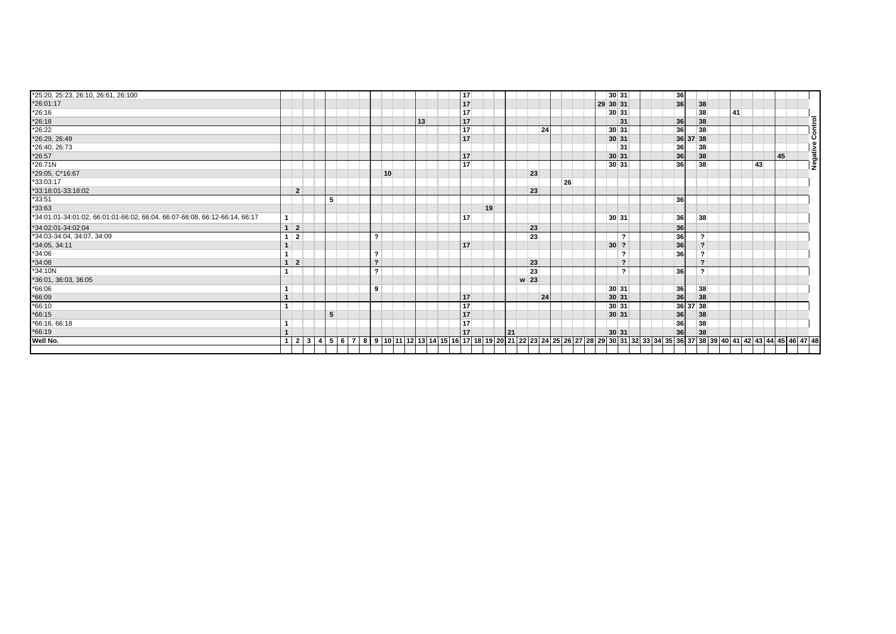| | | | | | | | | | | | | | | | | | | | | | | | | | | | | | | | | | | | | | | | | | | | | | | | | | |
|---|---|---|---|---|---|---|---|---|---|---|---|---|---|---|---|---|---|---|---|---|---|---|---|---|---|---|---|---|---|---|---|---|---|---|---|---|---|---|---|---|---|---|---|---|---|---|---|---|---|
| *25:20, 25:23, 26:10, 26:61, 26:100 | | | | | | | | | | | | | | | | | 17 | | | | | | | | | | | | | 30 | 31 | | | | | 36 | | | | | | | | | | | | | Negative Control |
| *26:01:17 | | | | | | | | | | | | | | | | | 17 | | | | | | | | | | | | 29 | 30 | 31 | | | | | 36 | | 38 | | | | | | | | | | | |
| *26:16 | | | | | | | | | | | | | | | | | 17 | | | | | | | | | | | | | 30 | 31 | | | | | | | 38 | | | 41 | | | | | | | | |
| *26:18 | | | | | | | | | | | | | 13 | | | | 17 | | | | | | | | | | | | | | 31 | | | | | 36 | | 38 | | | | | | | | | | | |
| *26:22 | | | | | | | | | | | | | | | | | 17 | | | | | | | 24 | | | | | | 30 | 31 | | | | | 36 | | 38 | | | | | | | | | | | |
| *26:29, 26:49 | | | | | | | | | | | | | | | | | 17 | | | | | | | | | | | | | 30 | 31 | | | | | 36 | 37 | 38 | | | | | | | | | | | |
| *26:40, 26:73 | | | | | | | | | | | | | | | | | | | | | | | | | | | | | | | 31 | | | | | 36 | | 38 | | | | | | | | | | | |
| *26:57 | | | | | | | | | | | | | | | | | 17 | | | | | | | | | | | | | 30 | 31 | | | | | 36 | | 38 | | | | | | | 45 | | | | |
| *26:71N | | | | | | | | | | | | | | | | | 17 | | | | | | | | | | | | | 30 | 31 | | | | | 36 | | 38 | | | | | 43 | | | | | | |
| *29:05, C*16:67 | | | | | | | | | | 10 | | | | | | | | | | | | | 23 | | | | | | | | | | | | | | | | | | | | | | | | | | |
| *33:03:17 | | | | | | | | | | | | | | | | | | | | | | | | | | 26 | | | | | | | | | | | | | | | | | | | | | | | |
| *33:18:01-33:18:02 | | 2 | | | | | | | | | | | | | | | | | | | | | 23 | | | | | | | | | | | | | | | | | | | | | | | | | | |
| *33:51 | | | | | 5 | | | | | | | | | | | | | | | | | | | | | | | | | | | | | | | 36 | | | | | | | | | | | | | |
| *33:63 | | | | | | | | | | | | | | | | | | | 19 | | | | | | | | | | | | | | | | | | | | | | | | | | | | | | |
| *34:01:01-34:01:02, 66:01:01-66:02, 66:04, 66:07-66:08, 66:12-66:14, 66:17 | 1 | | | | | | | | | | | | | | | | 17 | | | | | | | | | | | | | 30 | 31 | | | | | 36 | | 38 | | | | | | | | | | | |
| *34:02:01-34:02:04 | 1 | 2 | | | | | | | | | | | | | | | | | | | | | 23 | | | | | | | | | | | | | 36 | | | | | | | | | | | | | |
| *34:03-34:04, 34:07, 34:09 | 1 | 2 | | | | | | | ? | | | | | | | | | | | | | | 23 | | | | | | | | ? | | | | | 36 | | ? | | | | | | | | | | | |
| *34:05, 34:11 | 1 | | | | | | | | | | | | | | | | 17 | | | | | | | | | | | | | 30 | ? | | | | | 36 | | ? | | | | | | | | | | | |
| *34:06 | 1 | | | | | | | | ? | | | | | | | | | | | | | | | | | | | | | | ? | | | | | 36 | | ? | | | | | | | | | | | |
| *34:08 | 1 | 2 | | | | | | | ? | | | | | | | | | | | | | | 23 | | | | | | | | ? | | | | | | | ? | | | | | | | | | | | |
| *34:10N | 1 | | | | | | | | ? | | | | | | | | | | | | | | 23 | | | | | | | | ? | | | | | 36 | | ? | | | | | | | | | | | |
| *36:01, 36:03, 36:05 | | | | | | | | | | | | | | | | | | | | | | w | 23 | | | | | | | | | | | | | | | | | | | | | | | | | | |
| *66:06 | 1 | | | | | | | | 9 | | | | | | | | | | | | | | | | | | | | | 30 | 31 | | | | | 36 | | 38 | | | | | | | | | | | |
| *66:09 | 1 | | | | | | | | | | | | | | | | 17 | | | | | | | 24 | | | | | | 30 | 31 | | | | | 36 | | 38 | | | | | | | | | | | |
| *66:10 | 1 | | | | | | | | | | | | | | | | 17 | | | | | | | | | | | | | 30 | 31 | | | | | 36 | 37 | 38 | | | | | | | | | | | |
| *66:15 | | | | | 5 | | | | | | | | | | | | 17 | | | | | | | | | | | | | 30 | 31 | | | | | 36 | | 38 | | | | | | | | | | | |
| *66:16, 66:18 | 1 | | | | | | | | | | | | | | | | 17 | | | | | | | | | | | | | | | | | | | 36 | | 38 | | | | | | | | | | | |
| *66:19 | 1 | | | | | | | | | | | | | | | | 17 | | | | 21 | | | | | | | | | 30 | 31 | | | | | 36 | | 38 | | | | | | | | | | | |
| **Well No.** | 1 | 2 | 3 | 4 | 5 | 6 | 7 | 8 | 9 | 10 | 11 | 12 | 13 | 14 | 15 | 16 | 17 | 18 | 19 | 20 | 21 | 22 | 23 | 24 | 25 | 26 | 27 | 28 | 29 | 30 | 31 | 32 | 33 | 34 | 35 | 36 | 37 | 38 | 39 | 40 | 41 | 42 | 43 | 44 | 45 | 46 | 47 | 48 | |